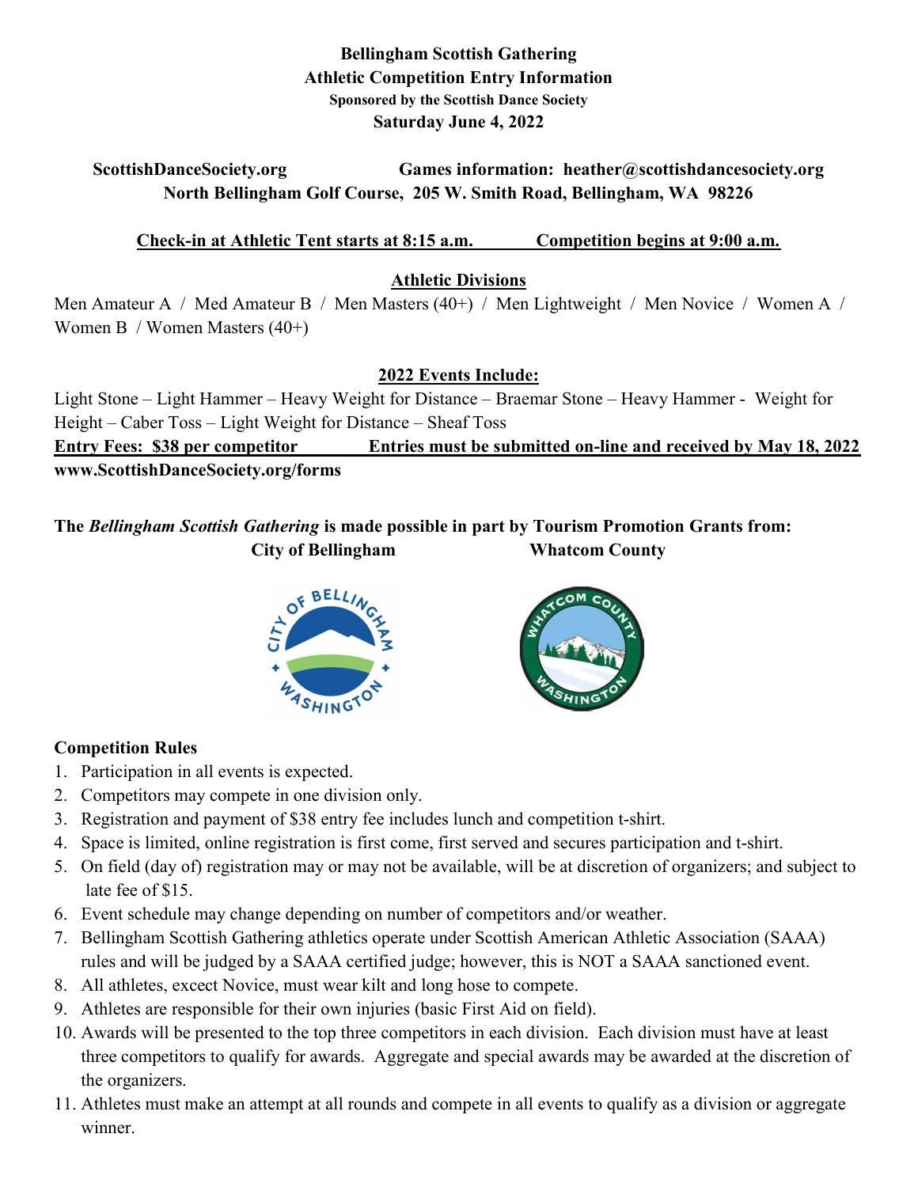**Bellingham Scottish Gathering**
**Athletic Competition Entry Information**
**Sponsored by the Scottish Dance Society**
**Saturday June 4, 2022**

**ScottishDanceSociety.org** **Games information: heather@scottishdancesociety.org**
**North Bellingham Golf Course, 205 W. Smith Road, Bellingham, WA 98226**

**Check-in at Athletic Tent starts at 8:15 a.m.** **Competition begins at 9:00 a.m.**

**Athletic Divisions**

Men Amateur A / Med Amateur B / Men Masters (40+) / Men Lightweight / Men Novice / Women A / Women B / Women Masters (40+)

**2022 Events Include:**

Light Stone – Light Hammer – Heavy Weight for Distance – Braemar Stone – Heavy Hammer - Weight for Height – Caber Toss – Light Weight for Distance – Sheaf Toss

**Entry Fees: $38 per competitor** **Entries must be submitted on-line and received by May 18, 2022**
**www.ScottishDanceSociety.org/forms**

**The *Bellingham Scottish Gathering* is made possible in part by Tourism Promotion Grants from:**
**City of Bellingham** **Whatcom County**

**Competition Rules**

1. Participation in all events is expected.
2. Competitors may compete in one division only.
3. Registration and payment of $38 entry fee includes lunch and competition t-shirt.
4. Space is limited, online registration is first come, first served and secures participation and t-shirt.
5. On field (day of) registration may or may not be available, will be at discretion of organizers; and subject to late fee of $15.
6. Event schedule may change depending on number of competitors and/or weather.
7. Bellingham Scottish Gathering athletics operate under Scottish American Athletic Association (SAAA) rules and will be judged by a SAAA certified judge; however, this is NOT a SAAA sanctioned event.
8. All athletes, excect Novice, must wear kilt and long hose to compete.
9. Athletes are responsible for their own injuries (basic First Aid on field).
10. Awards will be presented to the top three competitors in each division. Each division must have at least three competitors to qualify for awards. Aggregate and special awards may be awarded at the discretion of the organizers.
11. Athletes must make an attempt at all rounds and compete in all events to qualify as a division or aggregate winner.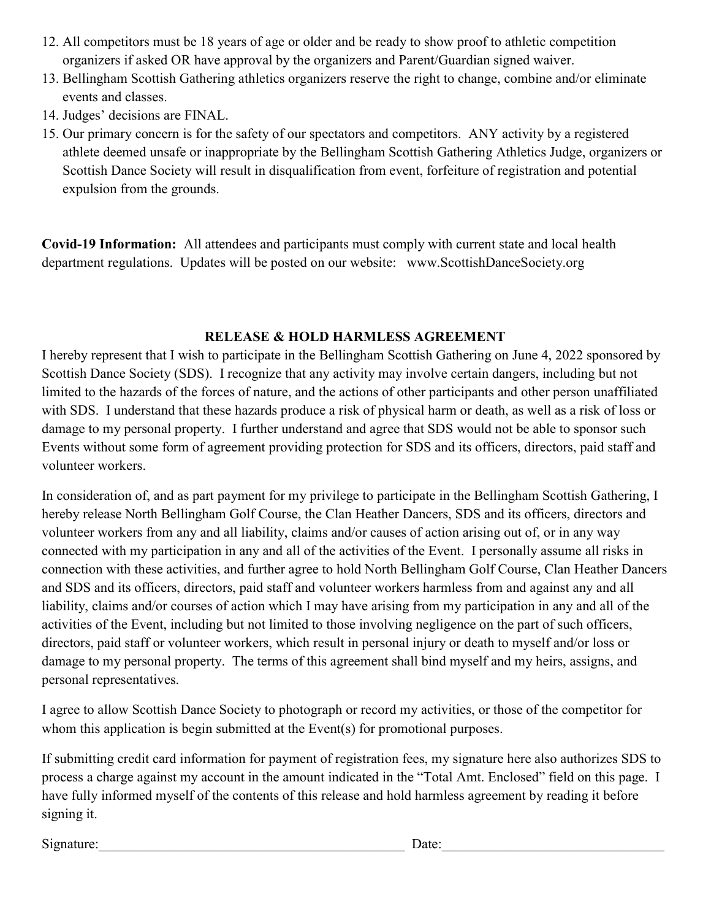12. All competitors must be 18 years of age or older and be ready to show proof to athletic competition organizers if asked OR have approval by the organizers and Parent/Guardian signed waiver.
13. Bellingham Scottish Gathering athletics organizers reserve the right to change, combine and/or eliminate events and classes.
14. Judges' decisions are FINAL.
15. Our primary concern is for the safety of our spectators and competitors. ANY activity by a registered athlete deemed unsafe or inappropriate by the Bellingham Scottish Gathering Athletics Judge, organizers or Scottish Dance Society will result in disqualification from event, forfeiture of registration and potential expulsion from the grounds.

**Covid-19 Information:** All attendees and participants must comply with current state and local health department regulations. Updates will be posted on our website: www.ScottishDanceSociety.org

**RELEASE & HOLD HARMLESS AGREEMENT**

I hereby represent that I wish to participate in the Bellingham Scottish Gathering on June 4, 2022 sponsored by Scottish Dance Society (SDS). I recognize that any activity may involve certain dangers, including but not limited to the hazards of the forces of nature, and the actions of other participants and other person unaffiliated with SDS. I understand that these hazards produce a risk of physical harm or death, as well as a risk of loss or damage to my personal property. I further understand and agree that SDS would not be able to sponsor such Events without some form of agreement providing protection for SDS and its officers, directors, paid staff and volunteer workers.

In consideration of, and as part payment for my privilege to participate in the Bellingham Scottish Gathering, I hereby release North Bellingham Golf Course, the Clan Heather Dancers, SDS and its officers, directors and volunteer workers from any and all liability, claims and/or causes of action arising out of, or in any way connected with my participation in any and all of the activities of the Event. I personally assume all risks in connection with these activities, and further agree to hold North Bellingham Golf Course, Clan Heather Dancers and SDS and its officers, directors, paid staff and volunteer workers harmless from and against any and all liability, claims and/or courses of action which I may have arising from my participation in any and all of the activities of the Event, including but not limited to those involving negligence on the part of such officers, directors, paid staff or volunteer workers, which result in personal injury or death to myself and/or loss or damage to my personal property. The terms of this agreement shall bind myself and my heirs, assigns, and personal representatives.

I agree to allow Scottish Dance Society to photograph or record my activities, or those of the competitor for whom this application is begin submitted at the Event(s) for promotional purposes.

If submitting credit card information for payment of registration fees, my signature here also authorizes SDS to process a charge against my account in the amount indicated in the "Total Amt. Enclosed" field on this page. I have fully informed myself of the contents of this release and hold harmless agreement by reading it before signing it.

Signature:_____________________________________________ Date:________________________________